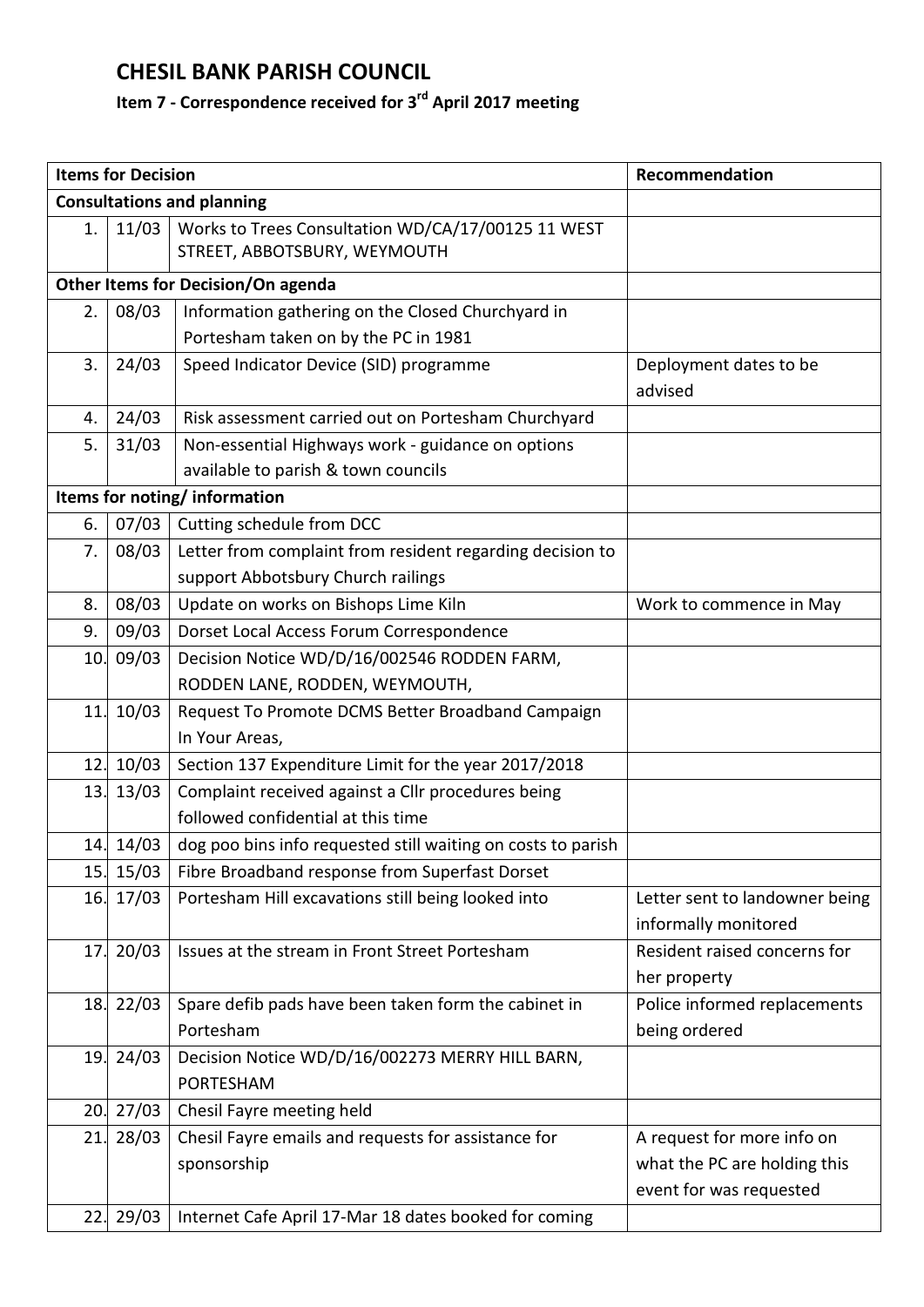# CHESIL BANK PARISH COUNCIL

## Item 7 - Correspondence received for 3rd April 2017 meeting

| Items for Decision | | | Recommendation |
|---|---|---|---|
| **Consultations and planning** | | | |
| 1. | 11/03 | Works to Trees Consultation WD/CA/17/00125 11 WEST STREET, ABBOTSBURY, WEYMOUTH | |
| **Other Items for Decision/On agenda** | | | |
| 2. | 08/03 | Information gathering on the Closed Churchyard in Portesham taken on by the PC in 1981 | |
| 3. | 24/03 | Speed Indicator Device (SID) programme | Deployment dates to be advised |
| 4. | 24/03 | Risk assessment carried out on Portesham Churchyard | |
| 5. | 31/03 | Non-essential Highways work - guidance on options available to parish & town councils | |
| **Items for noting/ information** | | | |
| 6. | 07/03 | Cutting schedule from DCC | |
| 7. | 08/03 | Letter from complaint from resident regarding decision to support Abbotsbury Church railings | |
| 8. | 08/03 | Update on works on Bishops Lime Kiln | Work to commence in May |
| 9. | 09/03 | Dorset Local Access Forum Correspondence | |
| 10. | 09/03 | Decision Notice WD/D/16/002546 RODDEN FARM, RODDEN LANE, RODDEN, WEYMOUTH, | |
| 11. | 10/03 | Request To Promote DCMS Better Broadband Campaign In Your Areas, | |
| 12. | 10/03 | Section 137 Expenditure Limit for the year 2017/2018 | |
| 13. | 13/03 | Complaint received against a Cllr procedures being followed confidential at this time | |
| 14. | 14/03 | dog poo bins info requested still waiting on costs to parish | |
| 15. | 15/03 | Fibre Broadband response from Superfast Dorset | |
| 16. | 17/03 | Portesham Hill excavations still being looked into | Letter sent to landowner being informally monitored |
| 17. | 20/03 | Issues at the stream in Front Street Portesham | Resident raised concerns for her property |
| 18. | 22/03 | Spare defib pads have been taken form the cabinet in Portesham | Police informed replacements being ordered |
| 19. | 24/03 | Decision Notice WD/D/16/002273 MERRY HILL BARN, PORTESHAM | |
| 20. | 27/03 | Chesil Fayre meeting held | |
| 21. | 28/03 | Chesil Fayre emails and requests for assistance for sponsorship | A request for more info on what the PC are holding this event for was requested |
| 22. | 29/03 | Internet Cafe April 17-Mar 18 dates booked for coming | |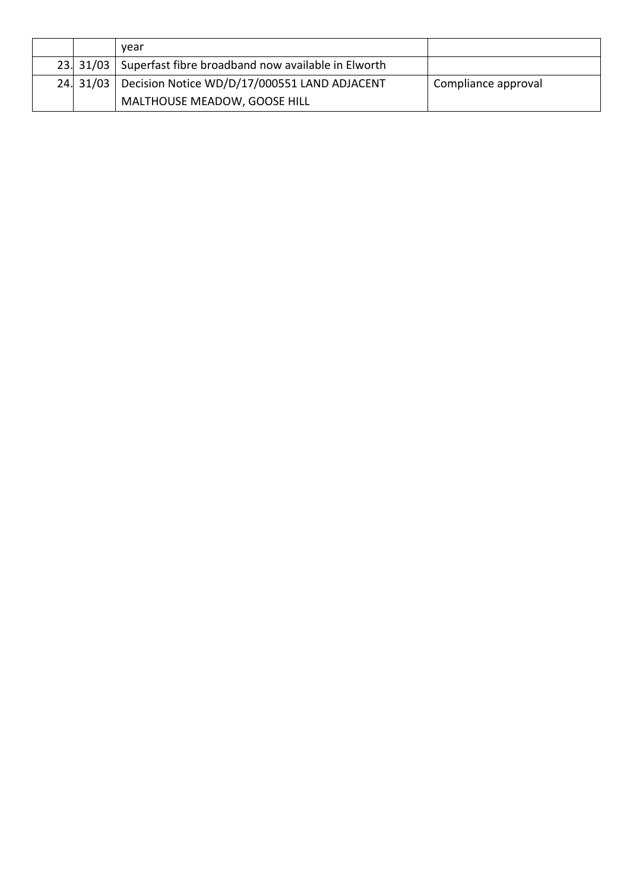| | | | |
|---|---|---|---|
| | | year | |
| 23. | 31/03 | Superfast fibre broadband now available in Elworth | |
| 24. | 31/03 | Decision Notice WD/D/17/000551 LAND ADJACENT MALTHOUSE MEADOW, GOOSE HILL | Compliance approval |